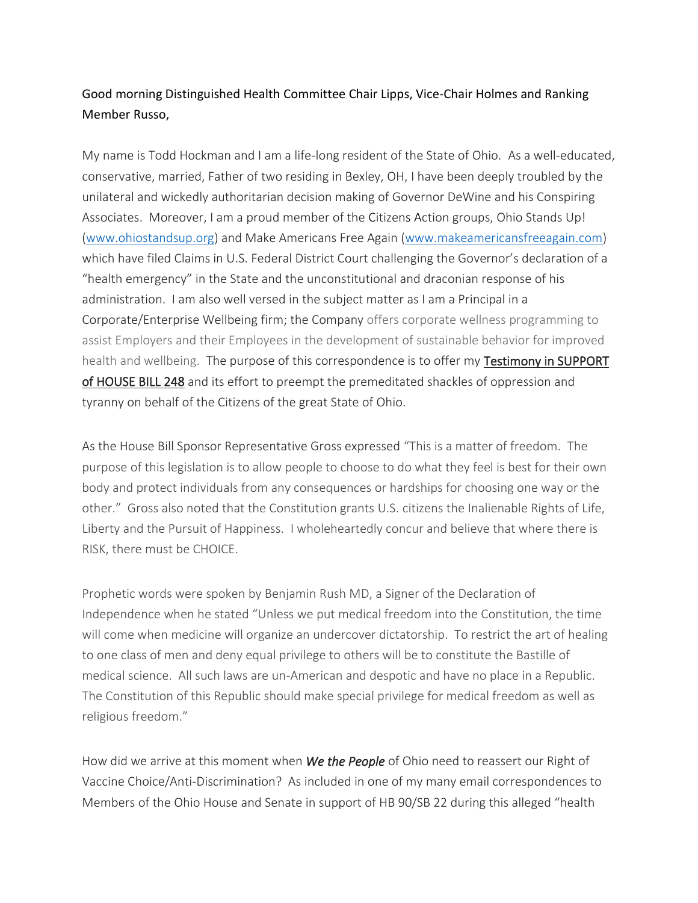Good morning Distinguished Health Committee Chair Lipps, Vice-Chair Holmes and Ranking Member Russo,

My name is Todd Hockman and I am a life-long resident of the State of Ohio. As a well-educated, conservative, married, Father of two residing in Bexley, OH, I have been deeply troubled by the unilateral and wickedly authoritarian decision making of Governor DeWine and his Conspiring Associates. Moreover, I am a proud member of the Citizens Action groups, Ohio Stands Up! ([www.ohiostandsup.org](http://www.ohiostandsup.org)) and Make Americans Free Again ([www.makeamericansfreeagain.com](http://www.makeamericansfreeagain.com)) which have filed Claims in U.S. Federal District Court challenging the Governor's declaration of a "health emergency" in the State and the unconstitutional and draconian response of his administration. I am also well versed in the subject matter as I am a Principal in a Corporate/Enterprise Wellbeing firm; the Company offers corporate wellness programming to assist Employers and their Employees in the development of sustainable behavior for improved health and wellbeing. The purpose of this correspondence is to offer my <u>Testimony in SUPPORT of HOUSE BILL 248</u> and its effort to preempt the premeditated shackles of oppression and tyranny on behalf of the Citizens of the great State of Ohio.

As the House Bill Sponsor Representative Gross expressed "This is a matter of freedom. The purpose of this legislation is to allow people to choose to do what they feel is best for their own body and protect individuals from any consequences or hardships for choosing one way or the other." Gross also noted that the Constitution grants U.S. citizens the Inalienable Rights of Life, Liberty and the Pursuit of Happiness. I wholeheartedly concur and believe that where there is RISK, there must be CHOICE.

Prophetic words were spoken by Benjamin Rush MD, a Signer of the Declaration of Independence when he stated "Unless we put medical freedom into the Constitution, the time will come when medicine will organize an undercover dictatorship. To restrict the art of healing to one class of men and deny equal privilege to others will be to constitute the Bastille of medical science. All such laws are un-American and despotic and have no place in a Republic. The Constitution of this Republic should make special privilege for medical freedom as well as religious freedom."

How did we arrive at this moment when ***We the People*** of Ohio need to reassert our Right of Vaccine Choice/Anti-Discrimination? As included in one of my many email correspondences to Members of the Ohio House and Senate in support of HB 90/SB 22 during this alleged "health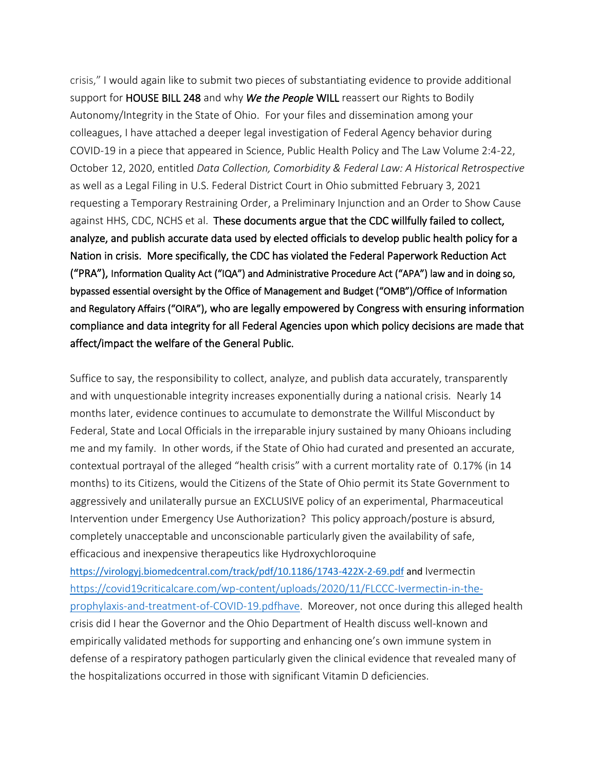crisis," I would again like to submit two pieces of substantiating evidence to provide additional support for **HOUSE BILL 248** and why ***We the People* WILL** reassert our Rights to Bodily Autonomy/Integrity in the State of Ohio. For your files and dissemination among your colleagues, I have attached a deeper legal investigation of Federal Agency behavior during COVID-19 in a piece that appeared in Science, Public Health Policy and The Law Volume 2:4-22, October 12, 2020, entitled *Data Collection, Comorbidity & Federal Law: A Historical Retrospective* as well as a Legal Filing in U.S. Federal District Court in Ohio submitted February 3, 2021 requesting a Temporary Restraining Order, a Preliminary Injunction and an Order to Show Cause against HHS, CDC, NCHS et al. **These documents argue that the CDC willfully failed to collect, analyze, and publish accurate data used by elected officials to develop public health policy for a Nation in crisis. More specifically, the CDC has violated the Federal Paperwork Reduction Act ("PRA"), Information Quality Act ("IQA") and Administrative Procedure Act ("APA") law and in doing so, bypassed essential oversight by the Office of Management and Budget ("OMB")/Office of Information and Regulatory Affairs ("OIRA"), who are legally empowered by Congress with ensuring information compliance and data integrity for all Federal Agencies upon which policy decisions are made that affect/impact the welfare of the General Public.**

Suffice to say, the responsibility to collect, analyze, and publish data accurately, transparently and with unquestionable integrity increases exponentially during a national crisis. Nearly 14 months later, evidence continues to accumulate to demonstrate the Willful Misconduct by Federal, State and Local Officials in the irreparable injury sustained by many Ohioans including me and my family. In other words, if the State of Ohio had curated and presented an accurate, contextual portrayal of the alleged "health crisis" with a current mortality rate of 0.17% (in 14 months) to its Citizens, would the Citizens of the State of Ohio permit its State Government to aggressively and unilaterally pursue an EXCLUSIVE policy of an experimental, Pharmaceutical Intervention under Emergency Use Authorization? This policy approach/posture is absurd, completely unacceptable and unconscionable particularly given the availability of safe, efficacious and inexpensive therapeutics like Hydroxychloroquine https://virologyj.biomedcentral.com/track/pdf/10.1186/1743-422X-2-69.pdf and Ivermectin https://covid19criticalcare.com/wp-content/uploads/2020/11/FLCCC-Ivermectin-in-the-prophylaxis-and-treatment-of-COVID-19.pdfhave. Moreover, not once during this alleged health crisis did I hear the Governor and the Ohio Department of Health discuss well-known and empirically validated methods for supporting and enhancing one's own immune system in defense of a respiratory pathogen particularly given the clinical evidence that revealed many of the hospitalizations occurred in those with significant Vitamin D deficiencies.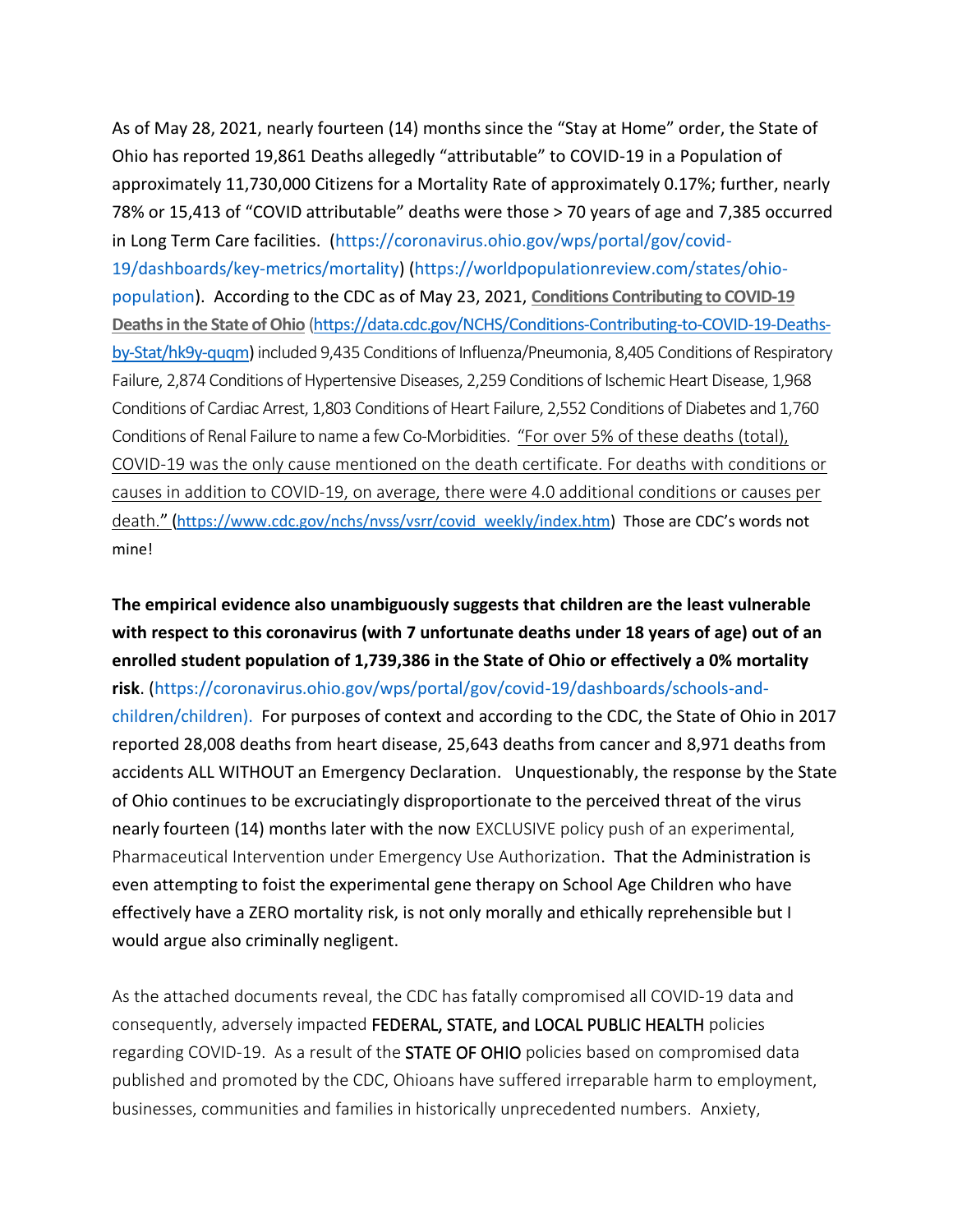As of May 28, 2021, nearly fourteen (14) months since the "Stay at Home" order, the State of Ohio has reported 19,861 Deaths allegedly "attributable" to COVID-19 in a Population of approximately 11,730,000 Citizens for a Mortality Rate of approximately 0.17%; further, nearly 78% or 15,413 of "COVID attributable" deaths were those > 70 years of age and 7,385 occurred in Long Term Care facilities. (https://coronavirus.ohio.gov/wps/portal/gov/covid-19/dashboards/key-metrics/mortality) (https://worldpopulationreview.com/states/ohio-population). According to the CDC as of May 23, 2021, **Conditions Contributing to COVID-19 Deaths in the State of Ohio** (https://data.cdc.gov/NCHS/Conditions-Contributing-to-COVID-19-Deaths-by-Stat/hk9y-quqm) included 9,435 Conditions of Influenza/Pneumonia, 8,405 Conditions of Respiratory Failure, 2,874 Conditions of Hypertensive Diseases, 2,259 Conditions of Ischemic Heart Disease, 1,968 Conditions of Cardiac Arrest, 1,803 Conditions of Heart Failure, 2,552 Conditions of Diabetes and 1,760 Conditions of Renal Failure to name a few Co-Morbidities. "For over 5% of these deaths (total), COVID-19 was the only cause mentioned on the death certificate. For deaths with conditions or causes in addition to COVID-19, on average, there were 4.0 additional conditions or causes per death." (https://www.cdc.gov/nchs/nvss/vsrr/covid_weekly/index.htm) Those are CDC's words not mine!

**The empirical evidence also unambiguously suggests that children are the least vulnerable with respect to this coronavirus (with 7 unfortunate deaths under 18 years of age) out of an enrolled student population of 1,739,386 in the State of Ohio or effectively a 0% mortality risk**. (https://coronavirus.ohio.gov/wps/portal/gov/covid-19/dashboards/schools-and-children/children). For purposes of context and according to the CDC, the State of Ohio in 2017 reported 28,008 deaths from heart disease, 25,643 deaths from cancer and 8,971 deaths from accidents ALL WITHOUT an Emergency Declaration. Unquestionably, the response by the State of Ohio continues to be excruciatingly disproportionate to the perceived threat of the virus nearly fourteen (14) months later with the now EXCLUSIVE policy push of an experimental, Pharmaceutical Intervention under Emergency Use Authorization. That the Administration is even attempting to foist the experimental gene therapy on School Age Children who have effectively have a ZERO mortality risk, is not only morally and ethically reprehensible but I would argue also criminally negligent.

As the attached documents reveal, the CDC has fatally compromised all COVID-19 data and consequently, adversely impacted FEDERAL, STATE, and LOCAL PUBLIC HEALTH policies regarding COVID-19. As a result of the STATE OF OHIO policies based on compromised data published and promoted by the CDC, Ohioans have suffered irreparable harm to employment, businesses, communities and families in historically unprecedented numbers. Anxiety,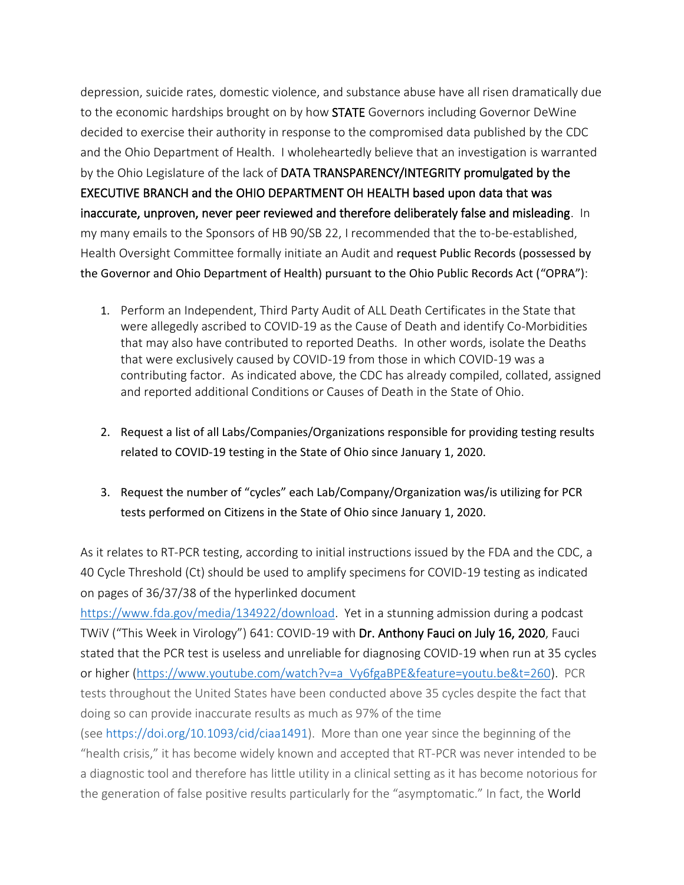depression, suicide rates, domestic violence, and substance abuse have all risen dramatically due to the economic hardships brought on by how **STATE** Governors including Governor DeWine decided to exercise their authority in response to the compromised data published by the CDC and the Ohio Department of Health. I wholeheartedly believe that an investigation is warranted by the Ohio Legislature of the lack of **DATA TRANSPARENCY/INTEGRITY promulgated by the EXECUTIVE BRANCH and the OHIO DEPARTMENT OH HEALTH based upon data that was inaccurate, unproven, never peer reviewed and therefore deliberately false and misleading**. In my many emails to the Sponsors of HB 90/SB 22, I recommended that the to-be-established, Health Oversight Committee formally initiate an Audit and request Public Records (possessed by the Governor and Ohio Department of Health) pursuant to the Ohio Public Records Act ("OPRA"):

1. Perform an Independent, Third Party Audit of ALL Death Certificates in the State that were allegedly ascribed to COVID-19 as the Cause of Death and identify Co-Morbidities that may also have contributed to reported Deaths. In other words, isolate the Deaths that were exclusively caused by COVID-19 from those in which COVID-19 was a contributing factor. As indicated above, the CDC has already compiled, collated, assigned and reported additional Conditions or Causes of Death in the State of Ohio.

2. Request a list of all Labs/Companies/Organizations responsible for providing testing results related to COVID-19 testing in the State of Ohio since January 1, 2020.

3. Request the number of "cycles" each Lab/Company/Organization was/is utilizing for PCR tests performed on Citizens in the State of Ohio since January 1, 2020.

As it relates to RT-PCR testing, according to initial instructions issued by the FDA and the CDC, a 40 Cycle Threshold (Ct) should be used to amplify specimens for COVID-19 testing as indicated on pages of 36/37/38 of the hyperlinked document https://www.fda.gov/media/134922/download. Yet in a stunning admission during a podcast TWiV ("This Week in Virology") 641: COVID-19 with **Dr. Anthony Fauci on July 16, 2020**, Fauci stated that the PCR test is useless and unreliable for diagnosing COVID-19 when run at 35 cycles or higher (https://www.youtube.com/watch?v=a_Vy6fgaBPE&feature=youtu.be&t=260). PCR tests throughout the United States have been conducted above 35 cycles despite the fact that doing so can provide inaccurate results as much as 97% of the time (see https://doi.org/10.1093/cid/ciaa1491). More than one year since the beginning of the "health crisis," it has become widely known and accepted that RT-PCR was never intended to be a diagnostic tool and therefore has little utility in a clinical setting as it has become notorious for the generation of false positive results particularly for the "asymptomatic." In fact, the World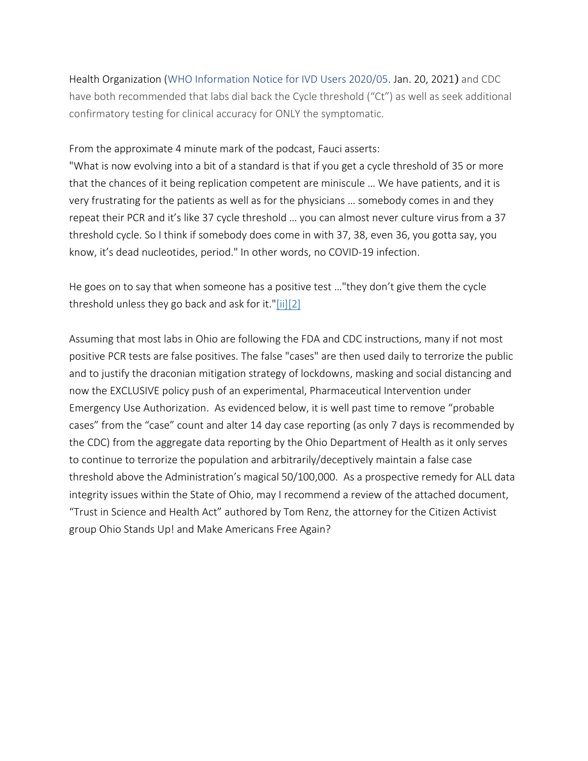Health Organization (WHO Information Notice for IVD Users 2020/05. Jan. 20, 2021) and CDC have both recommended that labs dial back the Cycle threshold ("Ct") as well as seek additional confirmatory testing for clinical accuracy for ONLY the symptomatic.

From the approximate 4 minute mark of the podcast, Fauci asserts:
"What is now evolving into a bit of a standard is that if you get a cycle threshold of 35 or more that the chances of it being replication competent are miniscule … We have patients, and it is very frustrating for the patients as well as for the physicians … somebody comes in and they repeat their PCR and it's like 37 cycle threshold … you can almost never culture virus from a 37 threshold cycle. So I think if somebody does come in with 37, 38, even 36, you gotta say, you know, it's dead nucleotides, period." In other words, no COVID-19 infection.

He goes on to say that when someone has a positive test …"they don't give them the cycle threshold unless they go back and ask for it."[ii][2]

Assuming that most labs in Ohio are following the FDA and CDC instructions, many if not most positive PCR tests are false positives. The false "cases" are then used daily to terrorize the public and to justify the draconian mitigation strategy of lockdowns, masking and social distancing and now the EXCLUSIVE policy push of an experimental, Pharmaceutical Intervention under Emergency Use Authorization. As evidenced below, it is well past time to remove "probable cases" from the "case" count and alter 14 day case reporting (as only 7 days is recommended by the CDC) from the aggregate data reporting by the Ohio Department of Health as it only serves to continue to terrorize the population and arbitrarily/deceptively maintain a false case threshold above the Administration's magical 50/100,000. As a prospective remedy for ALL data integrity issues within the State of Ohio, may I recommend a review of the attached document, "Trust in Science and Health Act" authored by Tom Renz, the attorney for the Citizen Activist group Ohio Stands Up! and Make Americans Free Again?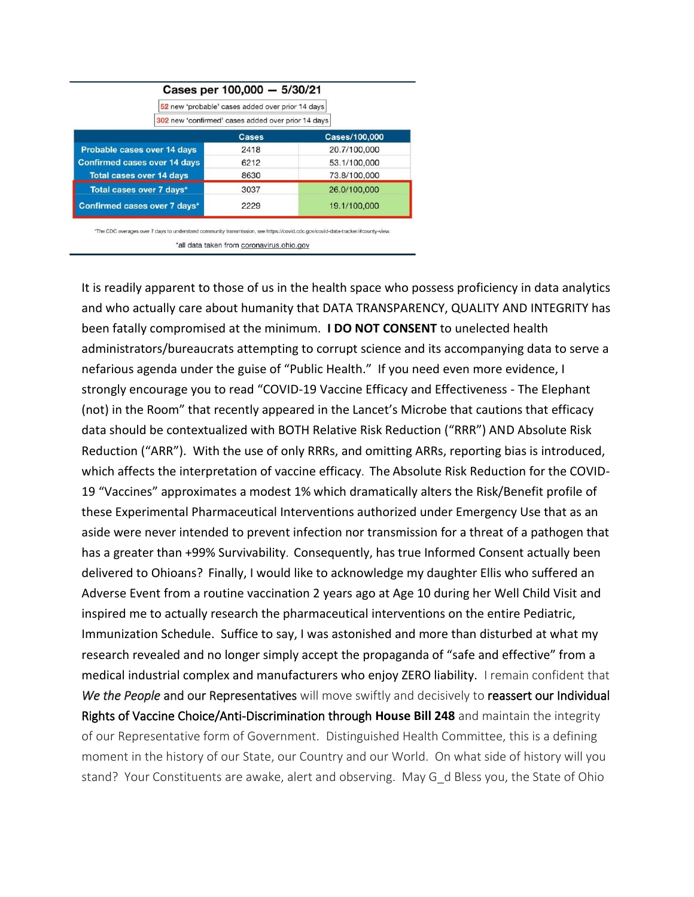**Cases per 100,000 — 5/30/21**

52 new 'probable' cases added over prior 14 days

302 new 'confirmed' cases added over prior 14 days

| | Cases | Cases/100,000 |
|---|---|---|
| Probable cases over 14 days | 2418 | 20.7/100,000 |
| Confirmed cases over 14 days | 6212 | 53.1/100,000 |
| Total cases over 14 days | 8630 | 73.8/100,000 |
| Total cases over 7 days* | 3037 | 26.0/100,000 |
| Confirmed cases over 7 days* | 2229 | 19.1/100,000 |

*The CDC averages over 7 days to understand community transmission, see https://covid.cdc.gov/covid-data-tracker/#county-view.

*all data taken from coronavirus.ohio.gov

It is readily apparent to those of us in the health space who possess proficiency in data analytics and who actually care about humanity that DATA TRANSPARENCY, QUALITY AND INTEGRITY has been fatally compromised at the minimum. **I DO NOT CONSENT** to unelected health administrators/bureaucrats attempting to corrupt science and its accompanying data to serve a nefarious agenda under the guise of "Public Health." If you need even more evidence, I strongly encourage you to read "COVID-19 Vaccine Efficacy and Effectiveness - The Elephant (not) in the Room" that recently appeared in the Lancet's Microbe that cautions that efficacy data should be contextualized with BOTH Relative Risk Reduction ("RRR") AND Absolute Risk Reduction ("ARR"). With the use of only RRRs, and omitting ARRs, reporting bias is introduced, which affects the interpretation of vaccine efficacy. The Absolute Risk Reduction for the COVID-19 "Vaccines" approximates a modest 1% which dramatically alters the Risk/Benefit profile of these Experimental Pharmaceutical Interventions authorized under Emergency Use that as an aside were never intended to prevent infection nor transmission for a threat of a pathogen that has a greater than +99% Survivability. Consequently, has true Informed Consent actually been delivered to Ohioans? Finally, I would like to acknowledge my daughter Ellis who suffered an Adverse Event from a routine vaccination 2 years ago at Age 10 during her Well Child Visit and inspired me to actually research the pharmaceutical interventions on the entire Pediatric, Immunization Schedule. Suffice to say, I was astonished and more than disturbed at what my research revealed and no longer simply accept the propaganda of "safe and effective" from a medical industrial complex and manufacturers who enjoy ZERO liability. I remain confident that *We the People* and our Representatives will move swiftly and decisively to reassert our Individual Rights of Vaccine Choice/Anti-Discrimination through **House Bill 248** and maintain the integrity of our Representative form of Government. Distinguished Health Committee, this is a defining moment in the history of our State, our Country and our World. On what side of history will you stand? Your Constituents are awake, alert and observing. May G_d Bless you, the State of Ohio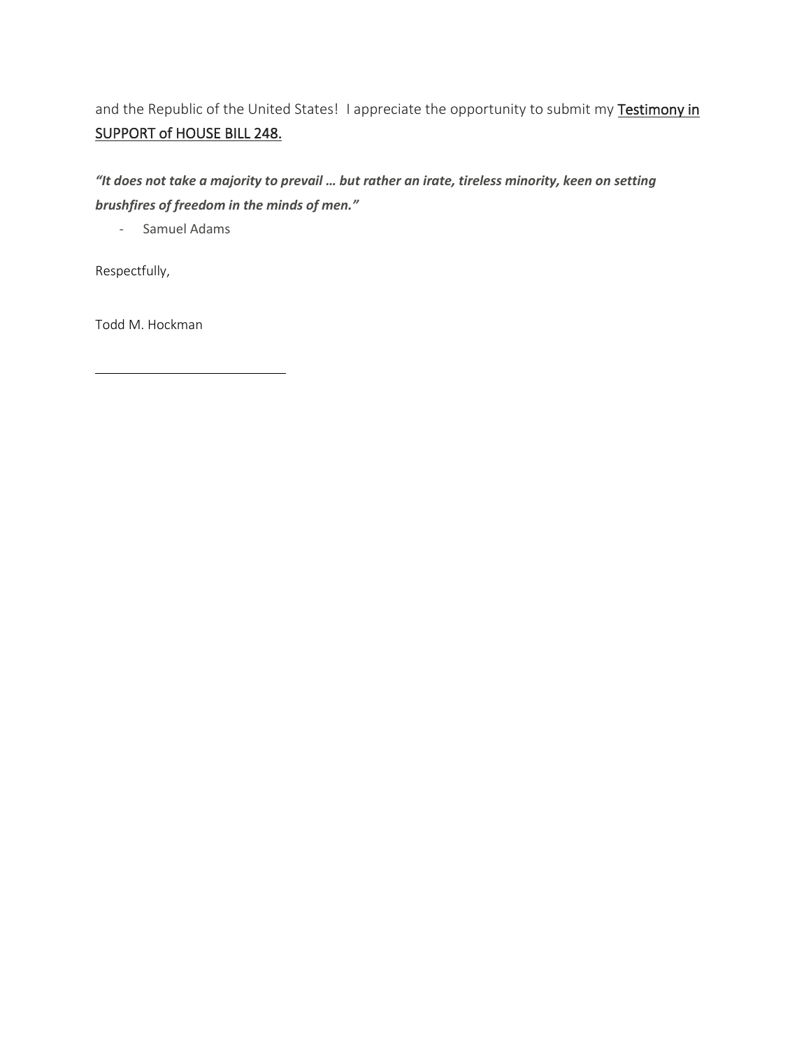and the Republic of the United States! I appreciate the opportunity to submit my <u>Testimony in SUPPORT of HOUSE BILL 248.</u>

***"It does not take a majority to prevail … but rather an irate, tireless minority, keen on setting brushfires of freedom in the minds of men."***

- Samuel Adams

Respectfully,

Todd M. Hockman

---